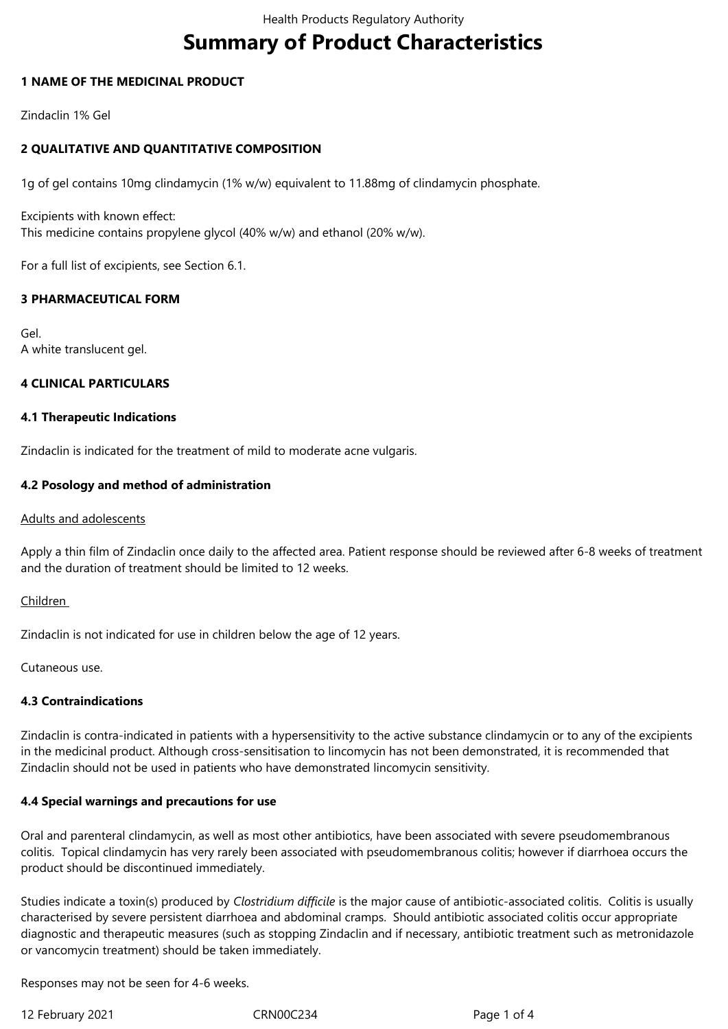# Summary of Product Characteristics

## 1 NAME OF THE MEDICINAL PRODUCT

Zindaclin 1% Gel

## 2 QUALITATIVE AND QUANTITATIVE COMPOSITION

1g of gel contains 10mg clindamycin (1% w/w) equivalent to 11.88mg of clindamycin phosphate.

Excipients with known effect:
This medicine contains propylene glycol (40% w/w) and ethanol (20% w/w).

For a full list of excipients, see Section 6.1.

## 3 PHARMACEUTICAL FORM

Gel.
A white translucent gel.

## 4 CLINICAL PARTICULARS

### 4.1 Therapeutic Indications

Zindaclin is indicated for the treatment of mild to moderate acne vulgaris.

### 4.2 Posology and method of administration

Adults and adolescents

Apply a thin film of Zindaclin once daily to the affected area. Patient response should be reviewed after 6-8 weeks of treatment and the duration of treatment should be limited to 12 weeks.

Children

Zindaclin is not indicated for use in children below the age of 12 years.

Cutaneous use.

### 4.3 Contraindications

Zindaclin is contra-indicated in patients with a hypersensitivity to the active substance clindamycin or to any of the excipients in the medicinal product. Although cross-sensitisation to lincomycin has not been demonstrated, it is recommended that Zindaclin should not be used in patients who have demonstrated lincomycin sensitivity.

### 4.4 Special warnings and precautions for use

Oral and parenteral clindamycin, as well as most other antibiotics, have been associated with severe pseudomembranous colitis. Topical clindamycin has very rarely been associated with pseudomembranous colitis; however if diarrhoea occurs the product should be discontinued immediately.

Studies indicate a toxin(s) produced by *Clostridium difficile* is the major cause of antibiotic-associated colitis. Colitis is usually characterised by severe persistent diarrhoea and abdominal cramps. Should antibiotic associated colitis occur appropriate diagnostic and therapeutic measures (such as stopping Zindaclin and if necessary, antibiotic treatment such as metronidazole or vancomycin treatment) should be taken immediately.

Responses may not be seen for 4-6 weeks.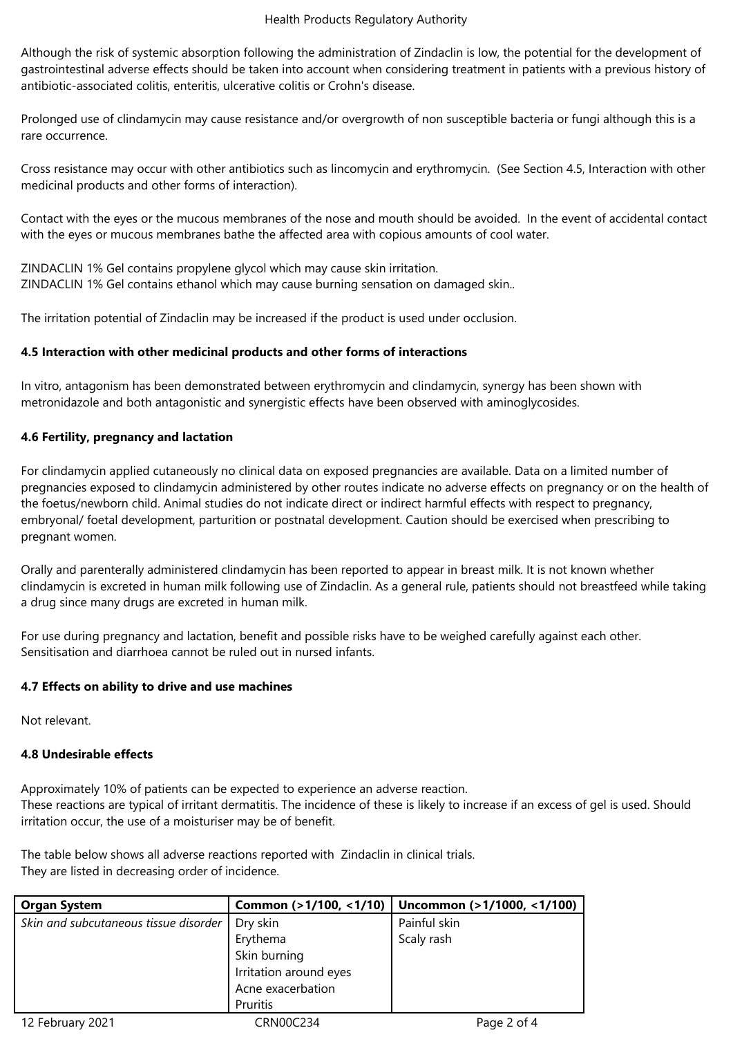Although the risk of systemic absorption following the administration of Zindaclin is low, the potential for the development of gastrointestinal adverse effects should be taken into account when considering treatment in patients with a previous history of antibiotic-associated colitis, enteritis, ulcerative colitis or Crohn's disease.

Prolonged use of clindamycin may cause resistance and/or overgrowth of non susceptible bacteria or fungi although this is a rare occurrence.

Cross resistance may occur with other antibiotics such as lincomycin and erythromycin. (See Section 4.5, Interaction with other medicinal products and other forms of interaction).

Contact with the eyes or the mucous membranes of the nose and mouth should be avoided. In the event of accidental contact with the eyes or mucous membranes bathe the affected area with copious amounts of cool water.

ZINDACLIN 1% Gel contains propylene glycol which may cause skin irritation.
ZINDACLIN 1% Gel contains ethanol which may cause burning sensation on damaged skin..

The irritation potential of Zindaclin may be increased if the product is used under occlusion.

**4.5 Interaction with other medicinal products and other forms of interactions**

In vitro, antagonism has been demonstrated between erythromycin and clindamycin, synergy has been shown with metronidazole and both antagonistic and synergistic effects have been observed with aminoglycosides.

**4.6 Fertility, pregnancy and lactation**

For clindamycin applied cutaneously no clinical data on exposed pregnancies are available. Data on a limited number of pregnancies exposed to clindamycin administered by other routes indicate no adverse effects on pregnancy or on the health of the foetus/newborn child. Animal studies do not indicate direct or indirect harmful effects with respect to pregnancy, embryonal/ foetal development, parturition or postnatal development. Caution should be exercised when prescribing to pregnant women.

Orally and parenterally administered clindamycin has been reported to appear in breast milk. It is not known whether clindamycin is excreted in human milk following use of Zindaclin. As a general rule, patients should not breastfeed while taking a drug since many drugs are excreted in human milk.

For use during pregnancy and lactation, benefit and possible risks have to be weighed carefully against each other. Sensitisation and diarrhoea cannot be ruled out in nursed infants.

**4.7 Effects on ability to drive and use machines**

Not relevant.

**4.8 Undesirable effects**

Approximately 10% of patients can be expected to experience an adverse reaction.
These reactions are typical of irritant dermatitis. The incidence of these is likely to increase if an excess of gel is used. Should irritation occur, the use of a moisturiser may be of benefit.

The table below shows all adverse reactions reported with Zindaclin in clinical trials.
They are listed in decreasing order of incidence.

| Organ System | Common (>1/100, <1/10) | Uncommon (>1/1000, <1/100) |
|---|---|---|
| *Skin and subcutaneous tissue disorder* | Dry skin<br>Erythema<br>Skin burning<br>Irritation around eyes<br>Acne exacerbation<br>Pruritis | Painful skin<br>Scaly rash |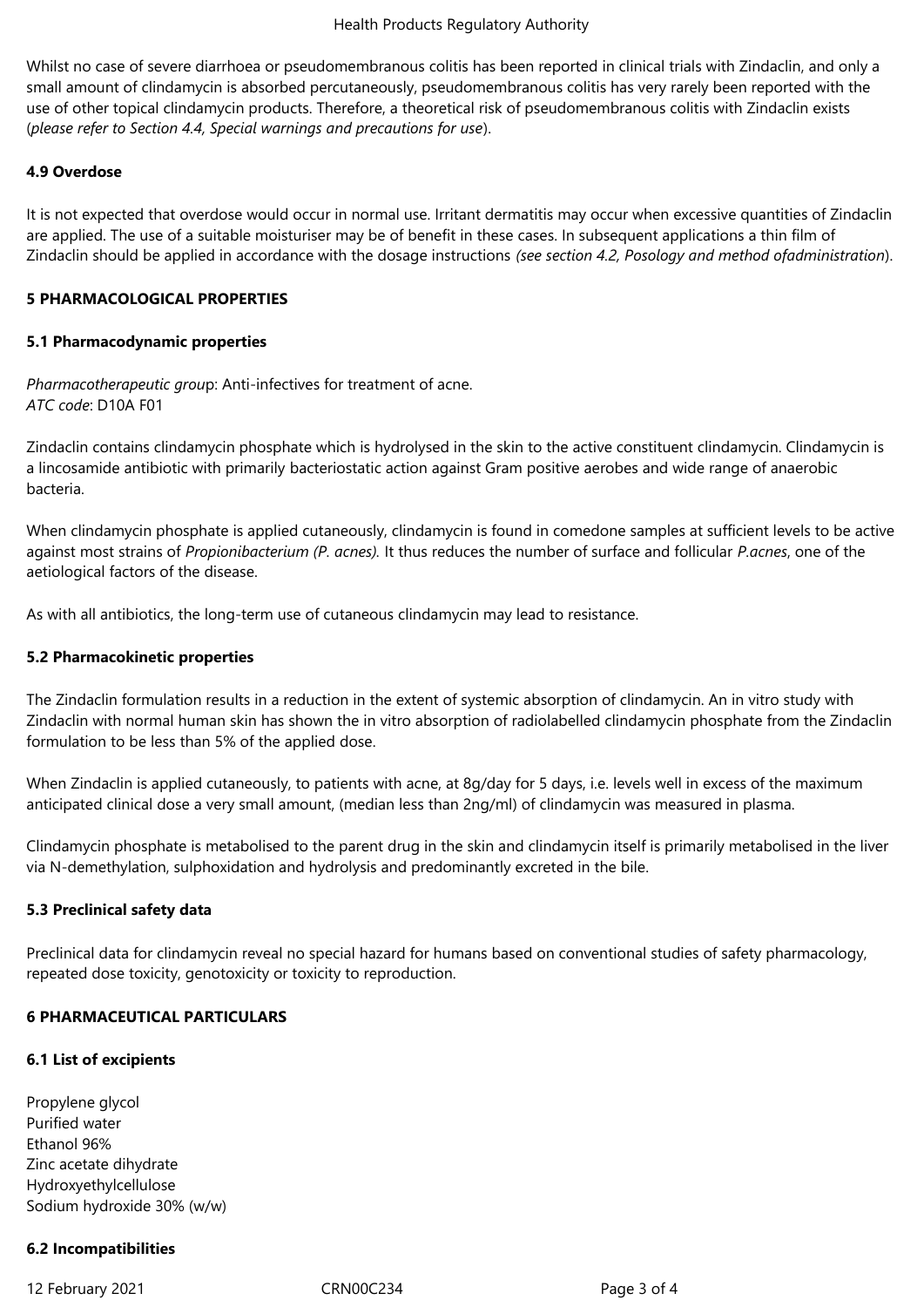Whilst no case of severe diarrhoea or pseudomembranous colitis has been reported in clinical trials with Zindaclin, and only a small amount of clindamycin is absorbed percutaneously, pseudomembranous colitis has very rarely been reported with the use of other topical clindamycin products. Therefore, a theoretical risk of pseudomembranous colitis with Zindaclin exists (*please refer to Section 4.4, Special warnings and precautions for use*).

**4.9 Overdose**

It is not expected that overdose would occur in normal use. Irritant dermatitis may occur when excessive quantities of Zindaclin are applied. The use of a suitable moisturiser may be of benefit in these cases. In subsequent applications a thin film of Zindaclin should be applied in accordance with the dosage instructions *(see section 4.2, Posology and method ofadministration*).

**5 PHARMACOLOGICAL PROPERTIES**

**5.1 Pharmacodynamic properties**

*Pharmacotherapeutic group*: Anti-infectives for treatment of acne.
*ATC code*: D10A F01

Zindaclin contains clindamycin phosphate which is hydrolysed in the skin to the active constituent clindamycin. Clindamycin is a lincosamide antibiotic with primarily bacteriostatic action against Gram positive aerobes and wide range of anaerobic bacteria.

When clindamycin phosphate is applied cutaneously, clindamycin is found in comedone samples at sufficient levels to be active against most strains of *Propionibacterium (P. acnes).* It thus reduces the number of surface and follicular *P.acnes*, one of the aetiological factors of the disease.

As with all antibiotics, the long-term use of cutaneous clindamycin may lead to resistance.

**5.2 Pharmacokinetic properties**

The Zindaclin formulation results in a reduction in the extent of systemic absorption of clindamycin. An in vitro study with Zindaclin with normal human skin has shown the in vitro absorption of radiolabelled clindamycin phosphate from the Zindaclin formulation to be less than 5% of the applied dose.

When Zindaclin is applied cutaneously, to patients with acne, at 8g/day for 5 days, i.e. levels well in excess of the maximum anticipated clinical dose a very small amount, (median less than 2ng/ml) of clindamycin was measured in plasma.

Clindamycin phosphate is metabolised to the parent drug in the skin and clindamycin itself is primarily metabolised in the liver via N-demethylation, sulphoxidation and hydrolysis and predominantly excreted in the bile.

**5.3 Preclinical safety data**

Preclinical data for clindamycin reveal no special hazard for humans based on conventional studies of safety pharmacology, repeated dose toxicity, genotoxicity or toxicity to reproduction.

**6 PHARMACEUTICAL PARTICULARS**

**6.1 List of excipients**

Propylene glycol
Purified water
Ethanol 96%
Zinc acetate dihydrate
Hydroxyethylcellulose
Sodium hydroxide 30% (w/w)

**6.2 Incompatibilities**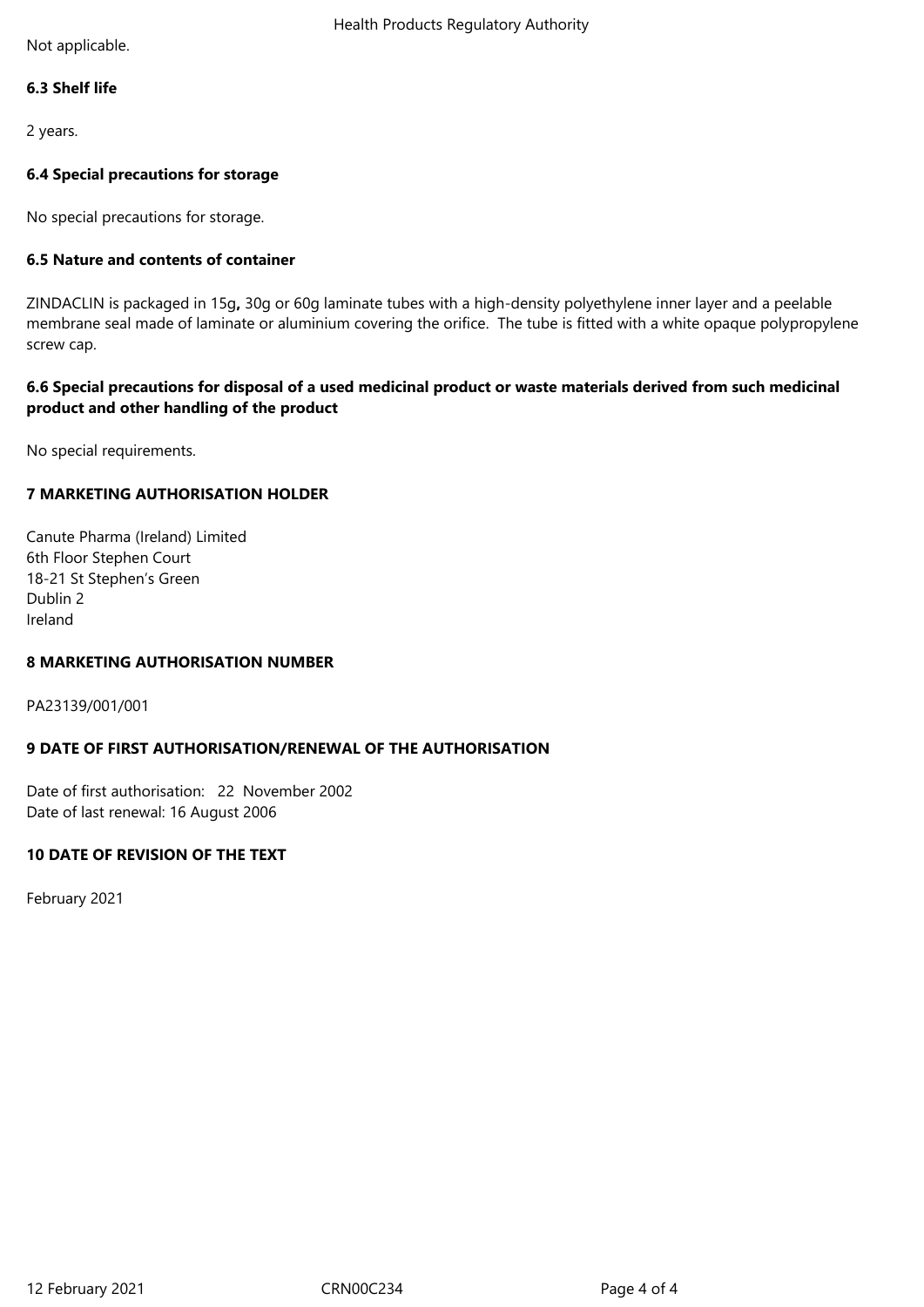Not applicable.

**6.3 Shelf life**

2 years.

**6.4 Special precautions for storage**

No special precautions for storage.

**6.5 Nature and contents of container**

ZINDACLIN is packaged in 15g**,** 30g or 60g laminate tubes with a high-density polyethylene inner layer and a peelable membrane seal made of laminate or aluminium covering the orifice. The tube is fitted with a white opaque polypropylene screw cap.

**6.6 Special precautions for disposal of a used medicinal product or waste materials derived from such medicinal product and other handling of the product**

No special requirements.

## 7 MARKETING AUTHORISATION HOLDER

Canute Pharma (Ireland) Limited
6th Floor Stephen Court
18-21 St Stephen's Green
Dublin 2
Ireland

## 8 MARKETING AUTHORISATION NUMBER

PA23139/001/001

## 9 DATE OF FIRST AUTHORISATION/RENEWAL OF THE AUTHORISATION

Date of first authorisation: 22 November 2002
Date of last renewal: 16 August 2006

## 10 DATE OF REVISION OF THE TEXT

February 2021